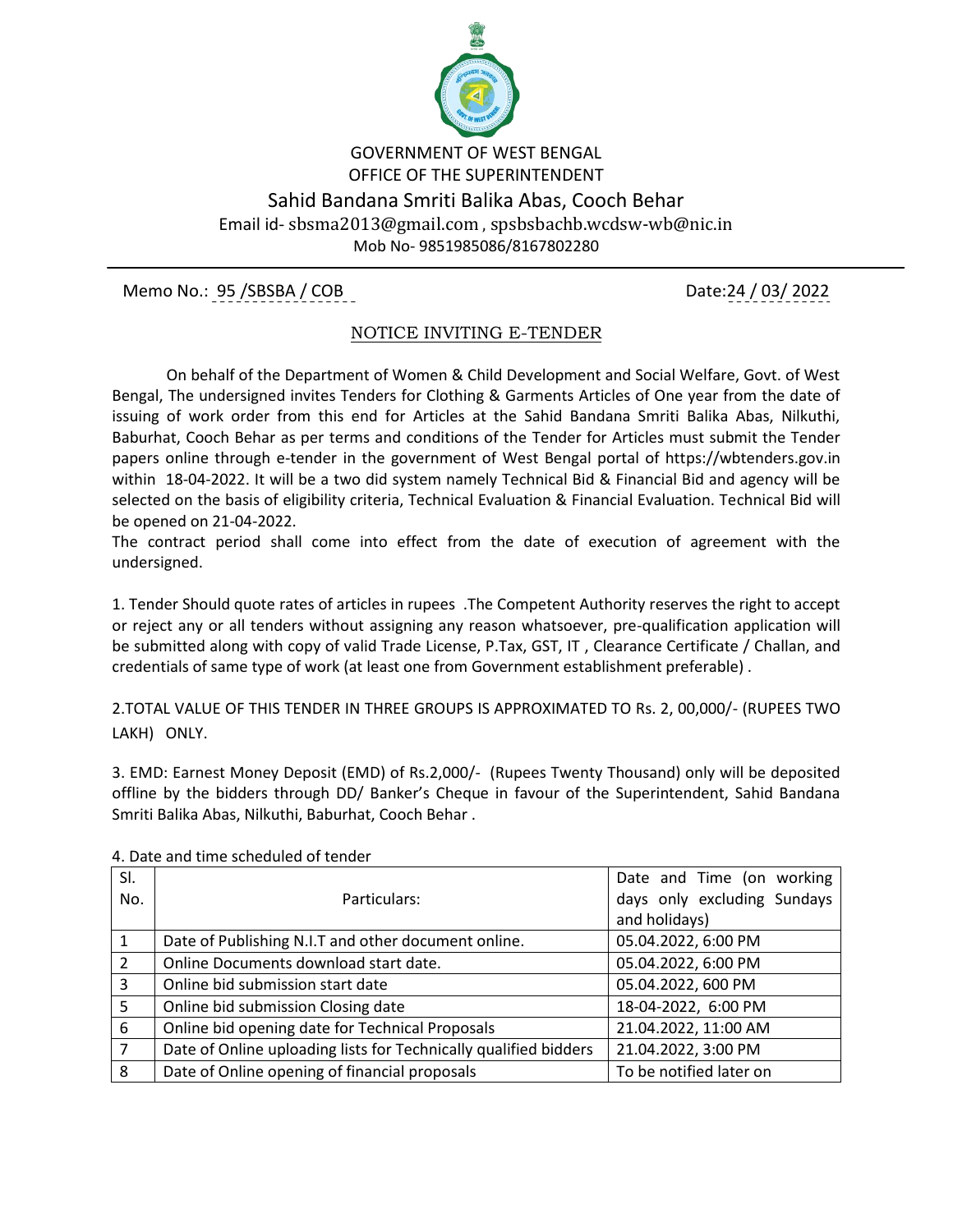GOVERNMENT OF WEST BENGAL
OFFICE OF THE SUPERINTENDENT

# Sahid Bandana Smriti Balika Abas, Cooch Behar

Email id- sbsma2013@gmail.com , spsbsbachb.wcdsw-wb@nic.in
Mob No- 9851985086/8167802280

Memo No.: 95 /SBSBA / COB Date:24 / 03/ 2022

## NOTICE INVITING E-TENDER

On behalf of the Department of Women & Child Development and Social Welfare, Govt. of West Bengal, The undersigned invites Tenders for Clothing & Garments Articles of One year from the date of issuing of work order from this end for Articles at the Sahid Bandana Smriti Balika Abas, Nilkuthi, Baburhat, Cooch Behar as per terms and conditions of the Tender for Articles must submit the Tender papers online through e-tender in the government of West Bengal portal of https://wbtenders.gov.in within 18-04-2022. It will be a two did system namely Technical Bid & Financial Bid and agency will be selected on the basis of eligibility criteria, Technical Evaluation & Financial Evaluation. Technical Bid will be opened on 21-04-2022.
The contract period shall come into effect from the date of execution of agreement with the undersigned.

1. Tender Should quote rates of articles in rupees .The Competent Authority reserves the right to accept or reject any or all tenders without assigning any reason whatsoever, pre-qualification application will be submitted along with copy of valid Trade License, P.Tax, GST, IT , Clearance Certificate / Challan, and credentials of same type of work (at least one from Government establishment preferable) .

2.TOTAL VALUE OF THIS TENDER IN THREE GROUPS IS APPROXIMATED TO Rs. 2, 00,000/- (RUPEES TWO LAKH) ONLY.

3. EMD: Earnest Money Deposit (EMD) of Rs.2,000/- (Rupees Twenty Thousand) only will be deposited offline by the bidders through DD/ Banker's Cheque in favour of the Superintendent, Sahid Bandana Smriti Balika Abas, Nilkuthi, Baburhat, Cooch Behar .

4. Date and time scheduled of tender

| Sl. No. | Particulars: | Date and Time (on working days only excluding Sundays and holidays) |
|---|---|---|
| 1 | Date of Publishing N.I.T and other document online. | 05.04.2022, 6:00 PM |
| 2 | Online Documents download start date. | 05.04.2022, 6:00 PM |
| 3 | Online bid submission start date | 05.04.2022, 600 PM |
| 5 | Online bid submission Closing date | 18-04-2022, 6:00 PM |
| 6 | Online bid opening date for Technical Proposals | 21.04.2022, 11:00 AM |
| 7 | Date of Online uploading lists for Technically qualified bidders | 21.04.2022, 3:00 PM |
| 8 | Date of Online opening of financial proposals | To be notified later on |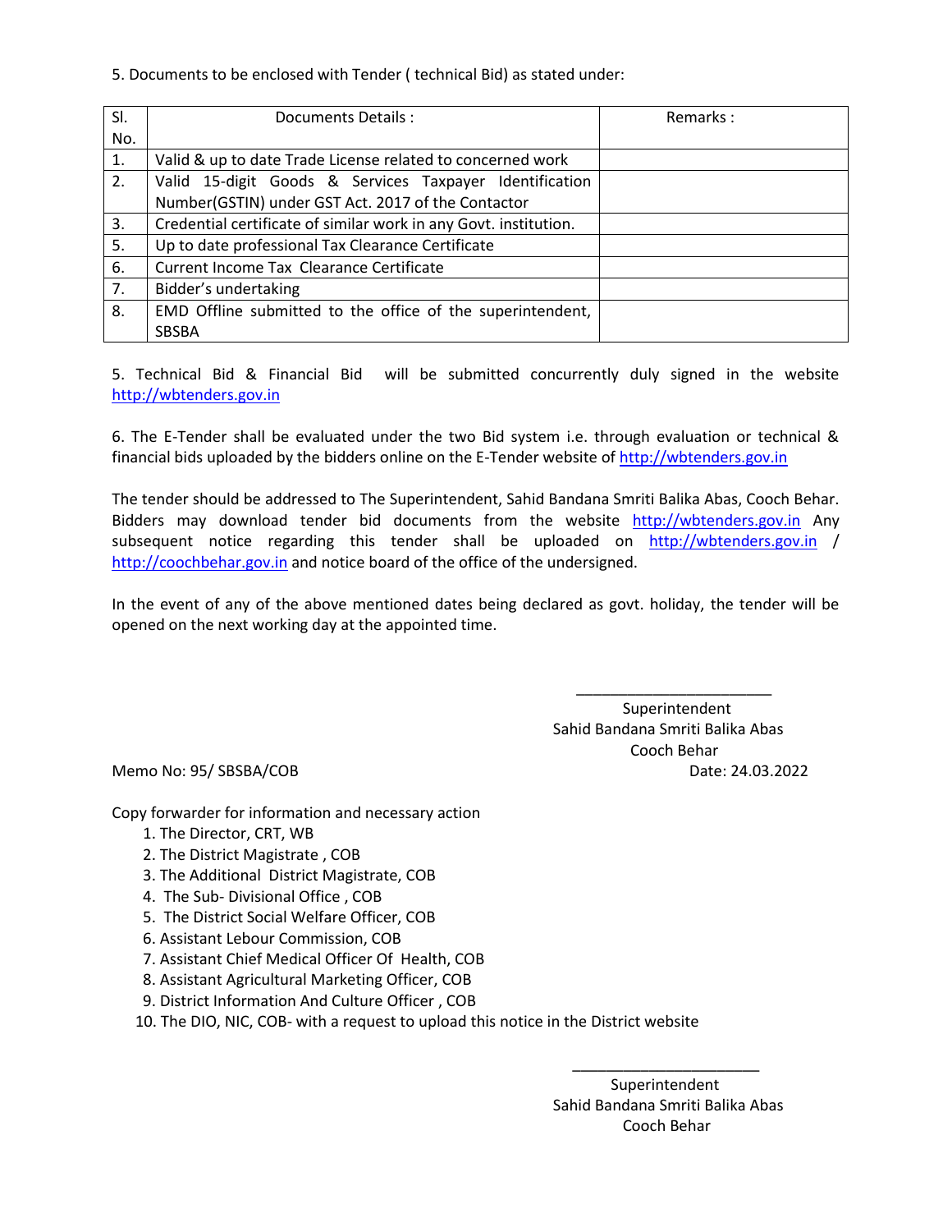5. Documents to be enclosed with Tender ( technical Bid) as stated under:

| Sl. No. | Documents Details : | Remarks : |
|---|---|---|
| 1. | Valid & up to date Trade License related to concerned work | |
| 2. | Valid 15-digit Goods & Services Taxpayer Identification Number(GSTIN) under GST Act. 2017 of the Contactor | |
| 3. | Credential certificate of similar work in any Govt. institution. | |
| 5. | Up to date professional Tax Clearance Certificate | |
| 6. | Current Income Tax Clearance Certificate | |
| 7. | Bidder's undertaking | |
| 8. | EMD Offline submitted to the office of the superintendent, SBSBA | |

5. Technical Bid & Financial Bid will be submitted concurrently duly signed in the website http://wbtenders.gov.in

6. The E-Tender shall be evaluated under the two Bid system i.e. through evaluation or technical & financial bids uploaded by the bidders online on the E-Tender website of http://wbtenders.gov.in

The tender should be addressed to The Superintendent, Sahid Bandana Smriti Balika Abas, Cooch Behar. Bidders may download tender bid documents from the website http://wbtenders.gov.in Any subsequent notice regarding this tender shall be uploaded on http://wbtenders.gov.in / http://coochbehar.gov.in and notice board of the office of the undersigned.

In the event of any of the above mentioned dates being declared as govt. holiday, the tender will be opened on the next working day at the appointed time.

Superintendent
Sahid Bandana Smriti Balika Abas
Cooch Behar

Memo No: 95/ SBSBA/COB Date: 24.03.2022

Copy forwarder for information and necessary action

1. The Director, CRT, WB
2. The District Magistrate , COB
3. The Additional District Magistrate, COB
4. The Sub- Divisional Office , COB
5. The District Social Welfare Officer, COB
6. Assistant Lebour Commission, COB
7. Assistant Chief Medical Officer Of Health, COB
8. Assistant Agricultural Marketing Officer, COB
9. District Information And Culture Officer , COB
10. The DIO, NIC, COB- with a request to upload this notice in the District website

Superintendent
Sahid Bandana Smriti Balika Abas
Cooch Behar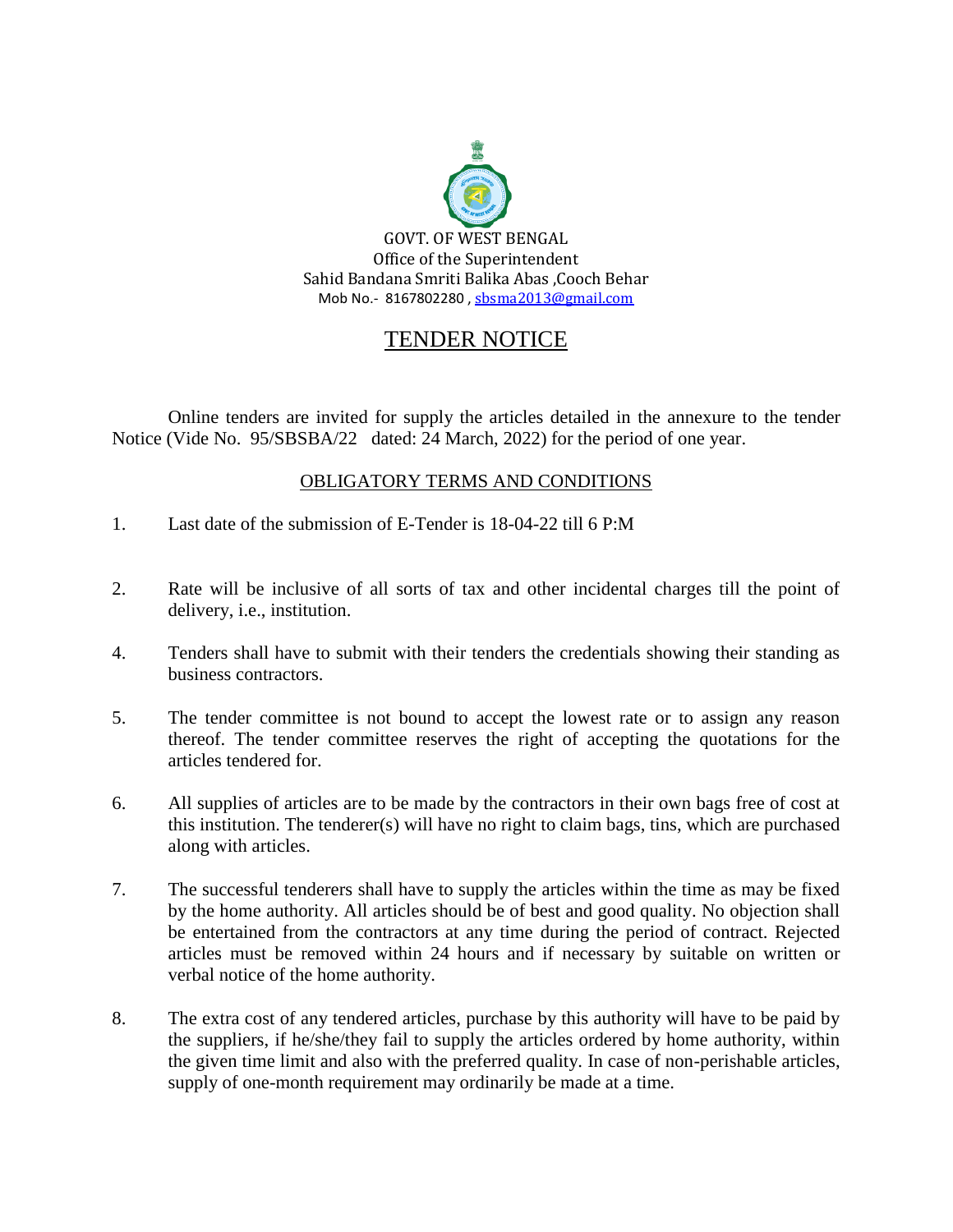GOVT. OF WEST BENGAL
Office of the Superintendent
Sahid Bandana Smriti Balika Abas ,Cooch Behar
Mob No.- 8167802280 , sbsma2013@gmail.com

# TENDER NOTICE

Online tenders are invited for supply the articles detailed in the annexure to the tender Notice (Vide No. 95/SBSBA/22 dated: 24 March, 2022) for the period of one year.

## OBLIGATORY TERMS AND CONDITIONS

1. Last date of the submission of E-Tender is 18-04-22 till 6 P:M

2. Rate will be inclusive of all sorts of tax and other incidental charges till the point of delivery, i.e., institution.

4. Tenders shall have to submit with their tenders the credentials showing their standing as business contractors.

5. The tender committee is not bound to accept the lowest rate or to assign any reason thereof. The tender committee reserves the right of accepting the quotations for the articles tendered for.

6. All supplies of articles are to be made by the contractors in their own bags free of cost at this institution. The tenderer(s) will have no right to claim bags, tins, which are purchased along with articles.

7. The successful tenderers shall have to supply the articles within the time as may be fixed by the home authority. All articles should be of best and good quality. No objection shall be entertained from the contractors at any time during the period of contract. Rejected articles must be removed within 24 hours and if necessary by suitable on written or verbal notice of the home authority.

8. The extra cost of any tendered articles, purchase by this authority will have to be paid by the suppliers, if he/she/they fail to supply the articles ordered by home authority, within the given time limit and also with the preferred quality. In case of non-perishable articles, supply of one-month requirement may ordinarily be made at a time.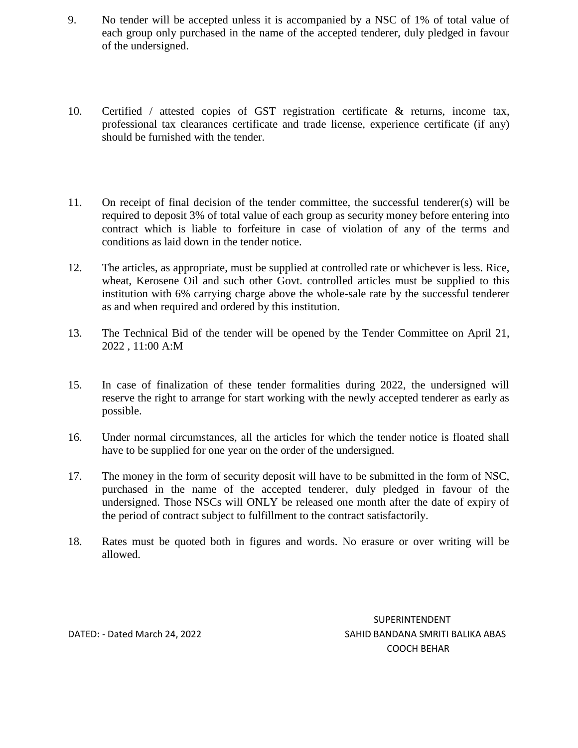9. No tender will be accepted unless it is accompanied by a NSC of 1% of total value of each group only purchased in the name of the accepted tenderer, duly pledged in favour of the undersigned.

10. Certified / attested copies of GST registration certificate & returns, income tax, professional tax clearances certificate and trade license, experience certificate (if any) should be furnished with the tender.

11. On receipt of final decision of the tender committee, the successful tenderer(s) will be required to deposit 3% of total value of each group as security money before entering into contract which is liable to forfeiture in case of violation of any of the terms and conditions as laid down in the tender notice.

12. The articles, as appropriate, must be supplied at controlled rate or whichever is less. Rice, wheat, Kerosene Oil and such other Govt. controlled articles must be supplied to this institution with 6% carrying charge above the whole-sale rate by the successful tenderer as and when required and ordered by this institution.

13. The Technical Bid of the tender will be opened by the Tender Committee on April 21, 2022 , 11:00 A:M

15. In case of finalization of these tender formalities during 2022, the undersigned will reserve the right to arrange for start working with the newly accepted tenderer as early as possible.

16. Under normal circumstances, all the articles for which the tender notice is floated shall have to be supplied for one year on the order of the undersigned.

17. The money in the form of security deposit will have to be submitted in the form of NSC, purchased in the name of the accepted tenderer, duly pledged in favour of the undersigned. Those NSCs will ONLY be released one month after the date of expiry of the period of contract subject to fulfillment to the contract satisfactorily.

18. Rates must be quoted both in figures and words. No erasure or over writing will be allowed.

DATED: - Dated March 24, 2022

SUPERINTENDENT
SAHID BANDANA SMRITI BALIKA ABAS
COOCH BEHAR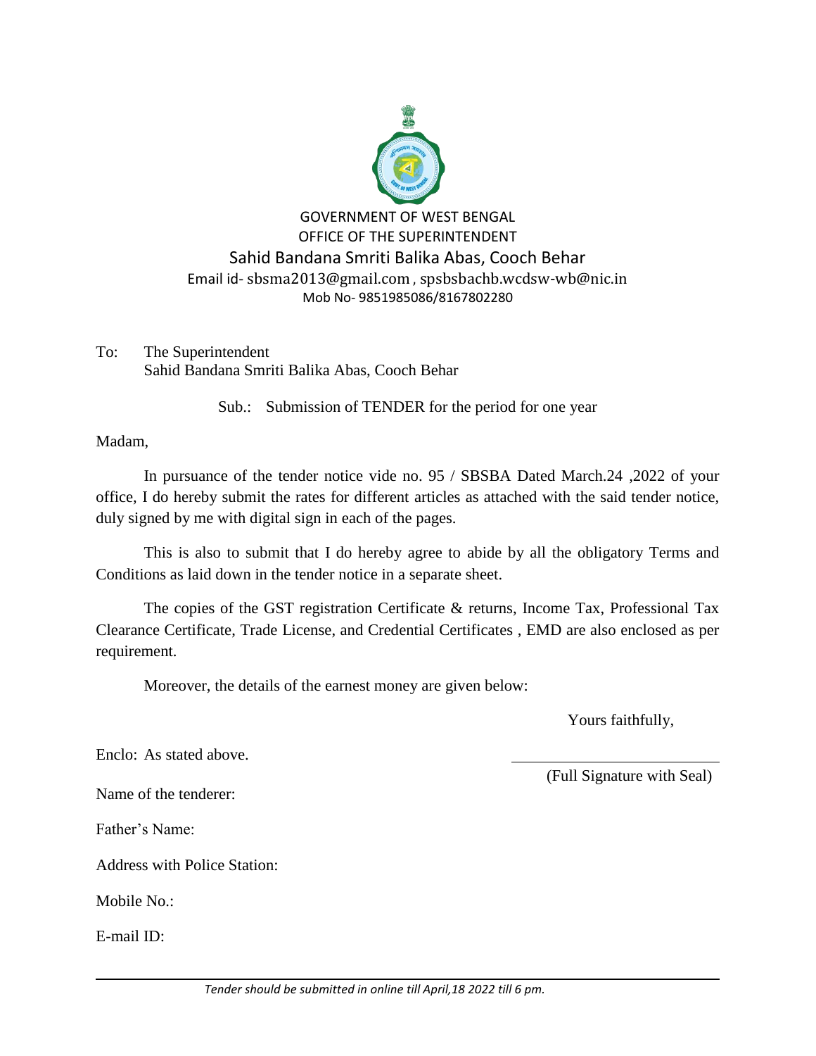GOVERNMENT OF WEST BENGAL

OFFICE OF THE SUPERINTENDENT

Sahid Bandana Smriti Balika Abas, Cooch Behar

Email id- sbsma2013@gmail.com , spsbsbachb.wcdsw-wb@nic.in

Mob No- 9851985086/8167802280

To: The Superintendent
Sahid Bandana Smriti Balika Abas, Cooch Behar

Sub.: Submission of TENDER for the period for one year

Madam,

In pursuance of the tender notice vide no. 95 / SBSBA Dated March.24 ,2022 of your office, I do hereby submit the rates for different articles as attached with the said tender notice, duly signed by me with digital sign in each of the pages.

This is also to submit that I do hereby agree to abide by all the obligatory Terms and Conditions as laid down in the tender notice in a separate sheet.

The copies of the GST registration Certificate & returns, Income Tax, Professional Tax Clearance Certificate, Trade License, and Credential Certificates , EMD are also enclosed as per requirement.

Moreover, the details of the earnest money are given below:

Yours faithfully,

Enclo: As stated above.

(Full Signature with Seal)

Name of the tenderer:

Father's Name:

Address with Police Station:

Mobile No.:

E-mail ID:

*Tender should be submitted in online till April,18 2022 till 6 pm.*